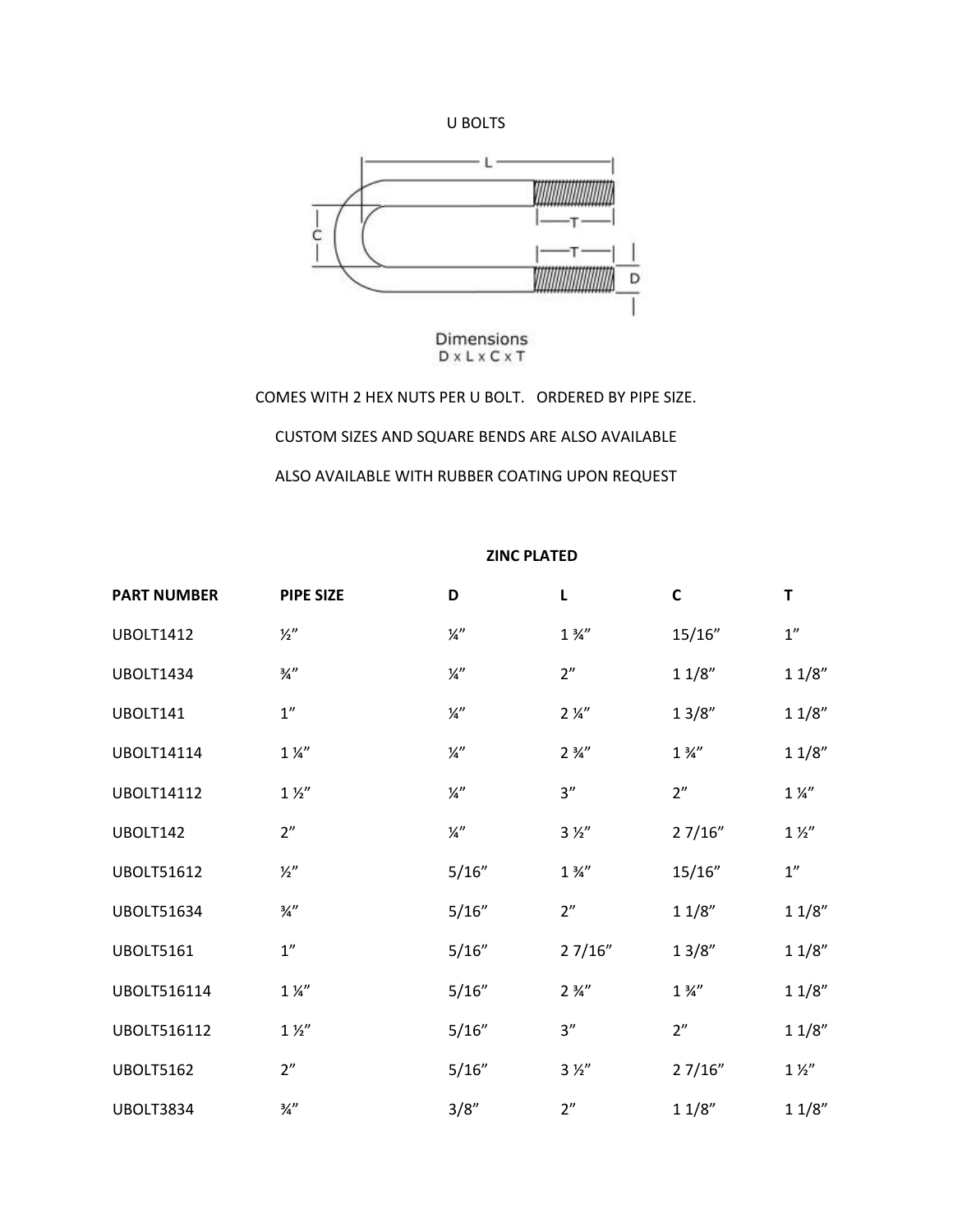# U BOLTS

Dimensions
D x L x C x T

COMES WITH 2 HEX NUTS PER U BOLT. ORDERED BY PIPE SIZE.

CUSTOM SIZES AND SQUARE BENDS ARE ALSO AVAILABLE

ALSO AVAILABLE WITH RUBBER COATING UPON REQUEST

**ZINC PLATED**

| PART NUMBER | PIPE SIZE | D | L | C | T |
|---|---|---|---|---|---|
| UBOLT1412 | ½” | ¼” | 1 ¾” | 15/16” | 1” |
| UBOLT1434 | ¾” | ¼” | 2” | 1 1/8” | 1 1/8” |
| UBOLT141 | 1” | ¼” | 2 ¼” | 1 3/8” | 1 1/8” |
| UBOLT14114 | 1 ¼” | ¼” | 2 ¾” | 1 ¾” | 1 1/8” |
| UBOLT14112 | 1 ½” | ¼” | 3” | 2” | 1 ¼” |
| UBOLT142 | 2” | ¼” | 3 ½” | 2 7/16” | 1 ½” |
| UBOLT51612 | ½” | 5/16” | 1 ¾” | 15/16” | 1” |
| UBOLT51634 | ¾” | 5/16” | 2” | 1 1/8” | 1 1/8” |
| UBOLT5161 | 1” | 5/16” | 2 7/16” | 1 3/8” | 1 1/8” |
| UBOLT516114 | 1 ¼” | 5/16” | 2 ¾” | 1 ¾” | 1 1/8” |
| UBOLT516112 | 1 ½” | 5/16” | 3” | 2” | 1 1/8” |
| UBOLT5162 | 2” | 5/16” | 3 ½” | 2 7/16” | 1 ½” |
| UBOLT3834 | ¾” | 3/8” | 2” | 1 1/8” | 1 1/8” |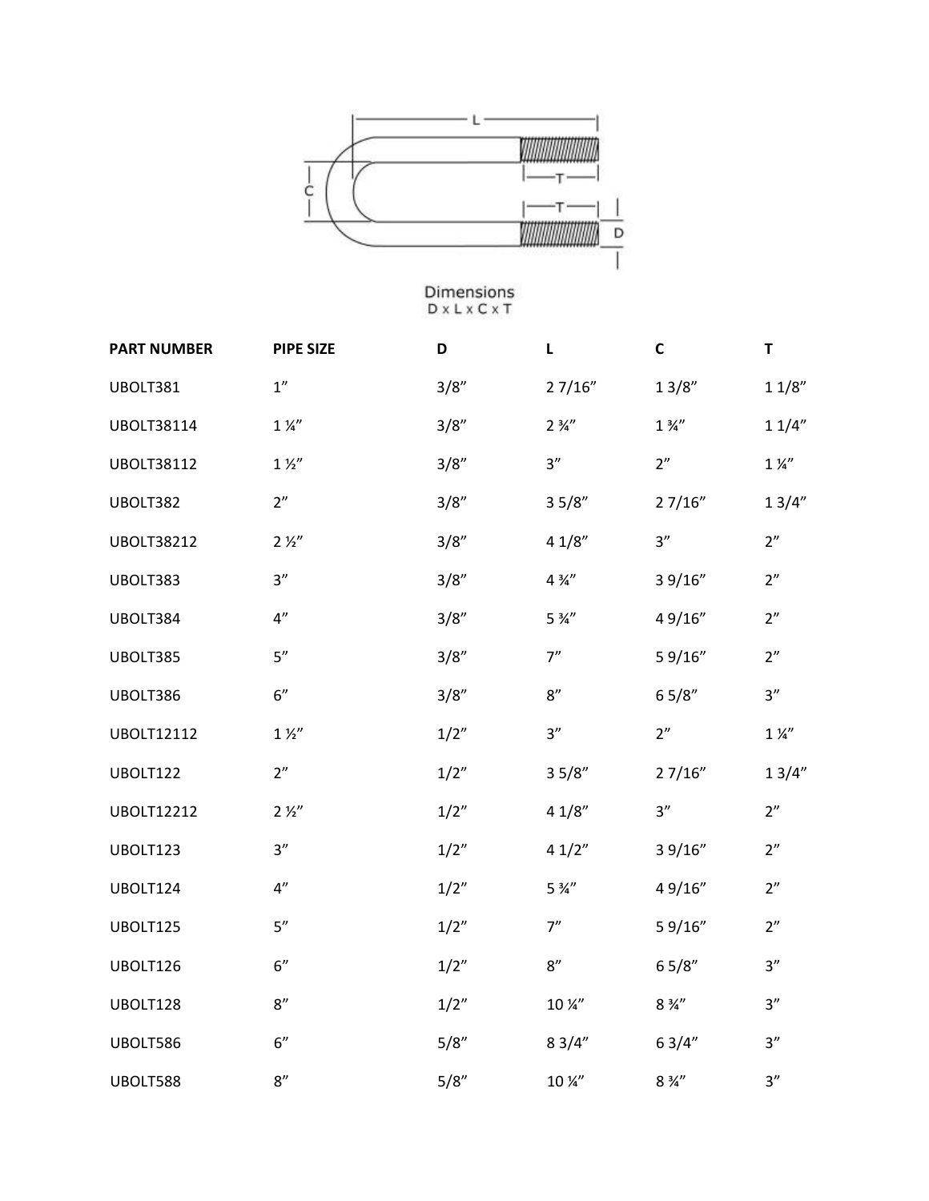Dimensions

D x L x C x T

| PART NUMBER | PIPE SIZE | D | L | C | T |
|---|---|---|---|---|---|
| UBOLT381 | 1" | 3/8" | 2 7/16" | 1 3/8" | 1 1/8" |
| UBOLT38114 | 1 ¼" | 3/8" | 2 ¾" | 1 ¾" | 1 1/4" |
| UBOLT38112 | 1 ½" | 3/8" | 3" | 2" | 1 ¼" |
| UBOLT382 | 2" | 3/8" | 3 5/8" | 2 7/16" | 1 3/4" |
| UBOLT38212 | 2 ½" | 3/8" | 4 1/8" | 3" | 2" |
| UBOLT383 | 3" | 3/8" | 4 ¾" | 3 9/16" | 2" |
| UBOLT384 | 4" | 3/8" | 5 ¾" | 4 9/16" | 2" |
| UBOLT385 | 5" | 3/8" | 7" | 5 9/16" | 2" |
| UBOLT386 | 6" | 3/8" | 8" | 6 5/8" | 3" |
| UBOLT12112 | 1 ½" | 1/2" | 3" | 2" | 1 ¼" |
| UBOLT122 | 2" | 1/2" | 3 5/8" | 2 7/16" | 1 3/4" |
| UBOLT12212 | 2 ½" | 1/2" | 4 1/8" | 3" | 2" |
| UBOLT123 | 3" | 1/2" | 4 1/2" | 3 9/16" | 2" |
| UBOLT124 | 4" | 1/2" | 5 ¾" | 4 9/16" | 2" |
| UBOLT125 | 5" | 1/2" | 7" | 5 9/16" | 2" |
| UBOLT126 | 6" | 1/2" | 8" | 6 5/8" | 3" |
| UBOLT128 | 8" | 1/2" | 10 ¼" | 8 ¾" | 3" |
| UBOLT586 | 6" | 5/8" | 8 3/4" | 6 3/4" | 3" |
| UBOLT588 | 8" | 5/8" | 10 ¼" | 8 ¾" | 3" |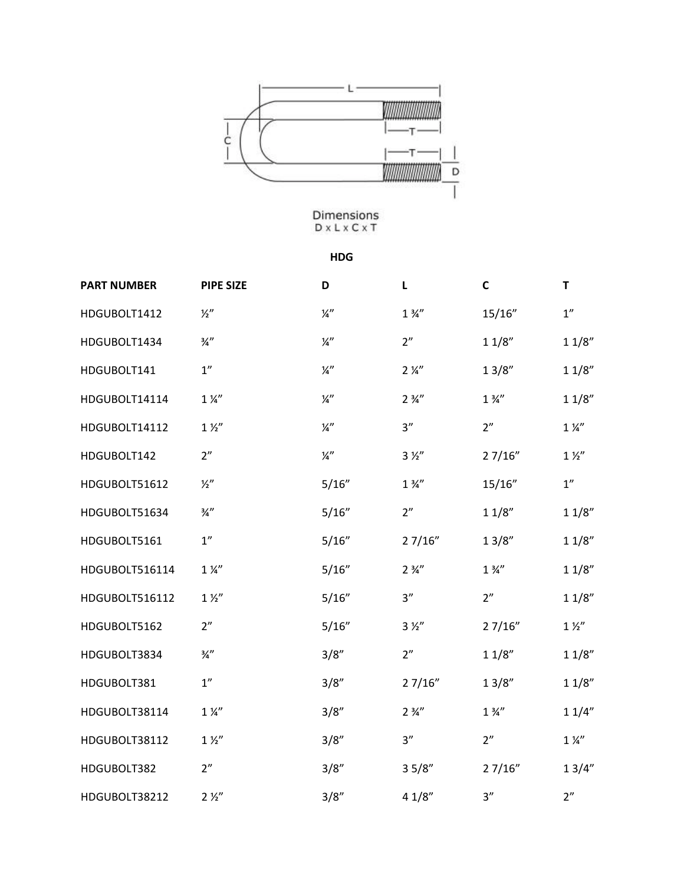Dimensions
D x L x C x T

**HDG**

| PART NUMBER | PIPE SIZE | D | L | C | T |
|---|---|---|---|---|---|
| HDGUBOLT1412 | ½” | ¼” | 1 ¾” | 15/16” | 1” |
| HDGUBOLT1434 | ¾” | ¼” | 2” | 1 1/8” | 1 1/8” |
| HDGUBOLT141 | 1” | ¼” | 2 ¼” | 1 3/8” | 1 1/8” |
| HDGUBOLT14114 | 1 ¼” | ¼” | 2 ¾” | 1 ¾” | 1 1/8” |
| HDGUBOLT14112 | 1 ½” | ¼” | 3” | 2” | 1 ¼” |
| HDGUBOLT142 | 2” | ¼” | 3 ½” | 2 7/16” | 1 ½” |
| HDGUBOLT51612 | ½” | 5/16” | 1 ¾” | 15/16” | 1” |
| HDGUBOLT51634 | ¾” | 5/16” | 2” | 1 1/8” | 1 1/8” |
| HDGUBOLT5161 | 1” | 5/16” | 2 7/16” | 1 3/8” | 1 1/8” |
| HDGUBOLT516114 | 1 ¼” | 5/16” | 2 ¾” | 1 ¾” | 1 1/8” |
| HDGUBOLT516112 | 1 ½” | 5/16” | 3” | 2” | 1 1/8” |
| HDGUBOLT5162 | 2” | 5/16” | 3 ½” | 2 7/16” | 1 ½” |
| HDGUBOLT3834 | ¾” | 3/8” | 2” | 1 1/8” | 1 1/8” |
| HDGUBOLT381 | 1” | 3/8” | 2 7/16” | 1 3/8” | 1 1/8” |
| HDGUBOLT38114 | 1 ¼” | 3/8” | 2 ¾” | 1 ¾” | 1 1/4” |
| HDGUBOLT38112 | 1 ½” | 3/8” | 3” | 2” | 1 ¼” |
| HDGUBOLT382 | 2” | 3/8” | 3 5/8” | 2 7/16” | 1 3/4” |
| HDGUBOLT38212 | 2 ½” | 3/8” | 4 1/8” | 3” | 2” |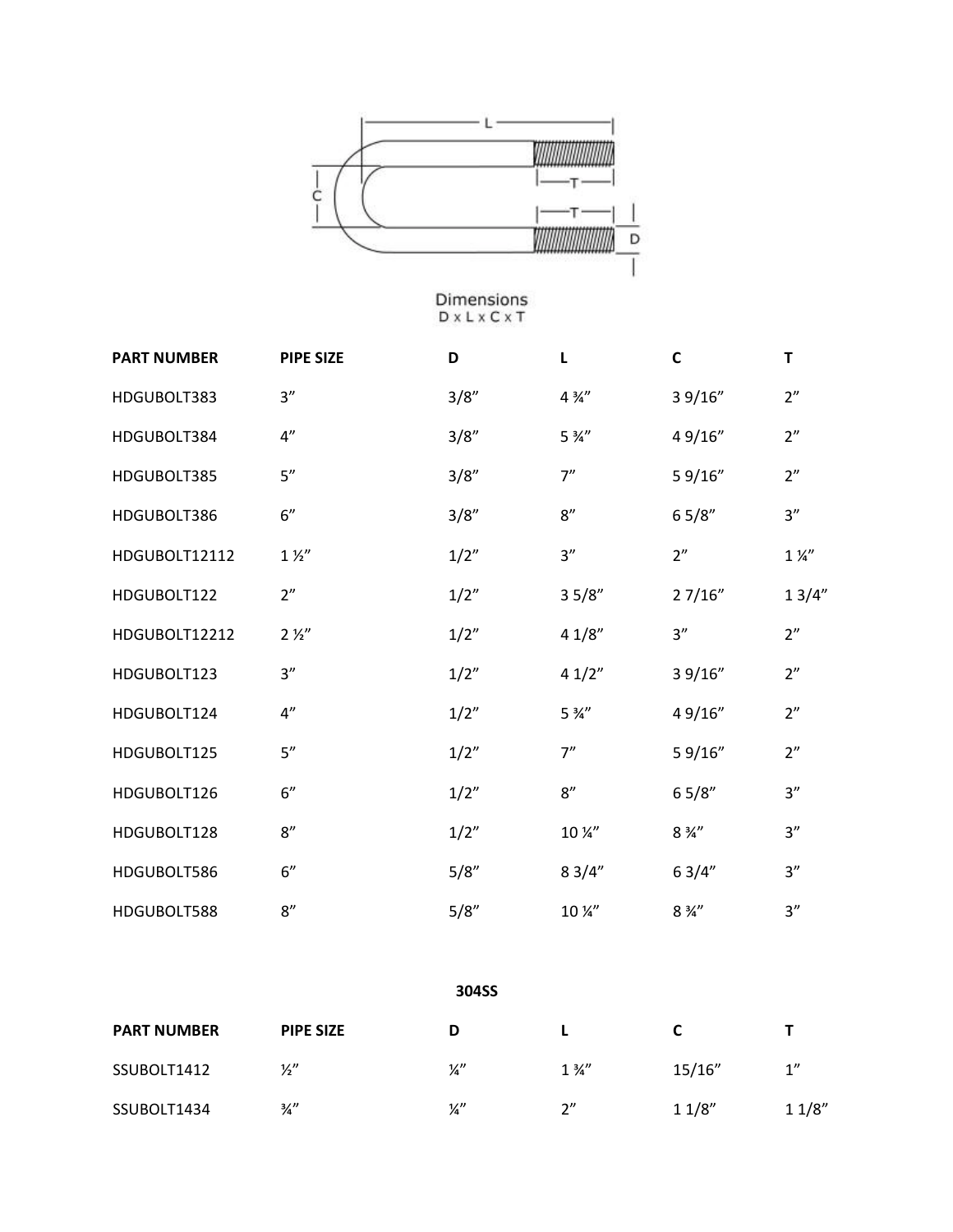Dimensions
D x L x C x T

| PART NUMBER | PIPE SIZE | D | L | C | T |
|---|---|---|---|---|---|
| HDGUBOLT383 | 3” | 3/8” | 4 ¾” | 3 9/16” | 2” |
| HDGUBOLT384 | 4” | 3/8” | 5 ¾” | 4 9/16” | 2” |
| HDGUBOLT385 | 5” | 3/8” | 7” | 5 9/16” | 2” |
| HDGUBOLT386 | 6” | 3/8” | 8” | 6 5/8” | 3” |
| HDGUBOLT12112 | 1 ½” | 1/2” | 3” | 2” | 1 ¼” |
| HDGUBOLT122 | 2” | 1/2” | 3 5/8” | 2 7/16” | 1 3/4” |
| HDGUBOLT12212 | 2 ½” | 1/2” | 4 1/8” | 3” | 2” |
| HDGUBOLT123 | 3” | 1/2” | 4 1/2” | 3 9/16” | 2” |
| HDGUBOLT124 | 4” | 1/2” | 5 ¾” | 4 9/16” | 2” |
| HDGUBOLT125 | 5” | 1/2” | 7” | 5 9/16” | 2” |
| HDGUBOLT126 | 6” | 1/2” | 8” | 6 5/8” | 3” |
| HDGUBOLT128 | 8” | 1/2” | 10 ¼” | 8 ¾” | 3” |
| HDGUBOLT586 | 6” | 5/8” | 8 3/4” | 6 3/4” | 3” |
| HDGUBOLT588 | 8” | 5/8” | 10 ¼” | 8 ¾” | 3” |

**304SS**

| PART NUMBER | PIPE SIZE | D | L | C | T |
|---|---|---|---|---|---|
| SSUBOLT1412 | ½” | ¼” | 1 ¾” | 15/16” | 1” |
| SSUBOLT1434 | ¾” | ¼” | 2” | 1 1/8” | 1 1/8” |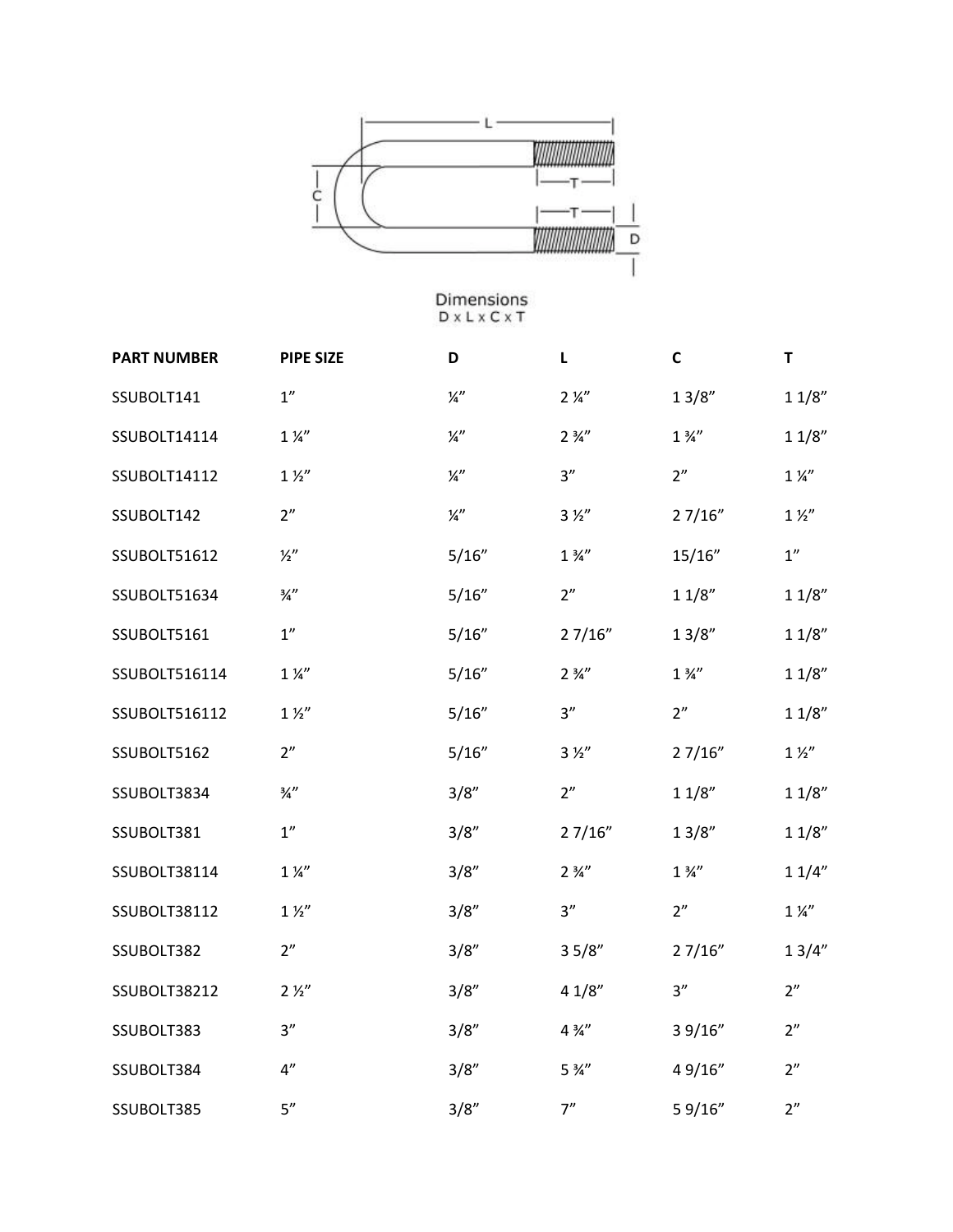Dimensions
D x L x C x T

| PART NUMBER | PIPE SIZE | D | L | C | T |
|---|---|---|---|---|---|
| SSUBOLT141 | 1" | ¼" | 2 ¼" | 1 3/8" | 1 1/8" |
| SSUBOLT14114 | 1 ¼" | ¼" | 2 ¾" | 1 ¾" | 1 1/8" |
| SSUBOLT14112 | 1 ½" | ¼" | 3" | 2" | 1 ¼" |
| SSUBOLT142 | 2" | ¼" | 3 ½" | 2 7/16" | 1 ½" |
| SSUBOLT51612 | ½" | 5/16" | 1 ¾" | 15/16" | 1" |
| SSUBOLT51634 | ¾" | 5/16" | 2" | 1 1/8" | 1 1/8" |
| SSUBOLT5161 | 1" | 5/16" | 2 7/16" | 1 3/8" | 1 1/8" |
| SSUBOLT516114 | 1 ¼" | 5/16" | 2 ¾" | 1 ¾" | 1 1/8" |
| SSUBOLT516112 | 1 ½" | 5/16" | 3" | 2" | 1 1/8" |
| SSUBOLT5162 | 2" | 5/16" | 3 ½" | 2 7/16" | 1 ½" |
| SSUBOLT3834 | ¾" | 3/8" | 2" | 1 1/8" | 1 1/8" |
| SSUBOLT381 | 1" | 3/8" | 2 7/16" | 1 3/8" | 1 1/8" |
| SSUBOLT38114 | 1 ¼" | 3/8" | 2 ¾" | 1 ¾" | 1 1/4" |
| SSUBOLT38112 | 1 ½" | 3/8" | 3" | 2" | 1 ¼" |
| SSUBOLT382 | 2" | 3/8" | 3 5/8" | 2 7/16" | 1 3/4" |
| SSUBOLT38212 | 2 ½" | 3/8" | 4 1/8" | 3" | 2" |
| SSUBOLT383 | 3" | 3/8" | 4 ¾" | 3 9/16" | 2" |
| SSUBOLT384 | 4" | 3/8" | 5 ¾" | 4 9/16" | 2" |
| SSUBOLT385 | 5" | 3/8" | 7" | 5 9/16" | 2" |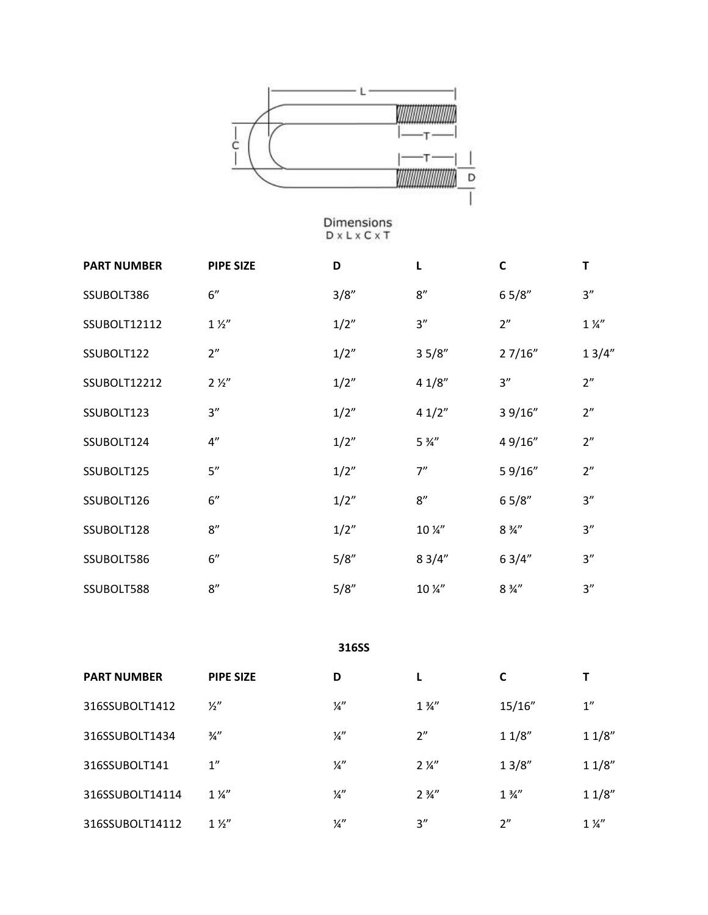Dimensions
D x L x C x T

| PART NUMBER | PIPE SIZE | D | L | C | T |
|---|---|---|---|---|---|
| SSUBOLT386 | 6” | 3/8” | 8” | 6 5/8” | 3” |
| SSUBOLT12112 | 1 ½” | 1/2” | 3” | 2” | 1 ¼” |
| SSUBOLT122 | 2” | 1/2” | 3 5/8” | 2 7/16” | 1 3/4” |
| SSUBOLT12212 | 2 ½” | 1/2” | 4 1/8” | 3” | 2” |
| SSUBOLT123 | 3” | 1/2” | 4 1/2” | 3 9/16” | 2” |
| SSUBOLT124 | 4” | 1/2” | 5 ¾” | 4 9/16” | 2” |
| SSUBOLT125 | 5” | 1/2” | 7” | 5 9/16” | 2” |
| SSUBOLT126 | 6” | 1/2” | 8” | 6 5/8” | 3” |
| SSUBOLT128 | 8” | 1/2” | 10 ¼” | 8 ¾” | 3” |
| SSUBOLT586 | 6” | 5/8” | 8 3/4” | 6 3/4” | 3” |
| SSUBOLT588 | 8” | 5/8” | 10 ¼” | 8 ¾” | 3” |

**316SS**

| PART NUMBER | PIPE SIZE | D | L | C | T |
|---|---|---|---|---|---|
| 316SSUBOLT1412 | ½” | ¼” | 1 ¾” | 15/16” | 1” |
| 316SSUBOLT1434 | ¾” | ¼” | 2” | 1 1/8” | 1 1/8” |
| 316SSUBOLT141 | 1” | ¼” | 2 ¼” | 1 3/8” | 1 1/8” |
| 316SSUBOLT14114 | 1 ¼” | ¼” | 2 ¾” | 1 ¾” | 1 1/8” |
| 316SSUBOLT14112 | 1 ½” | ¼” | 3” | 2” | 1 ¼” |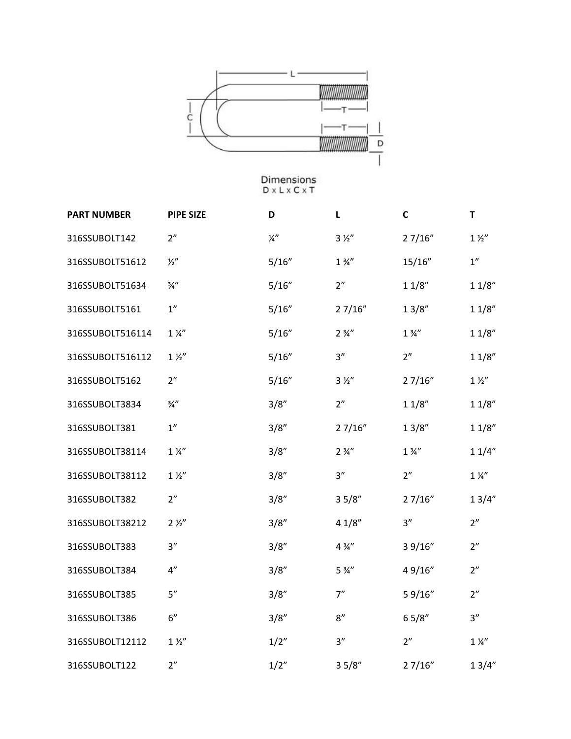Dimensions
D x L x C x T

| PART NUMBER | PIPE SIZE | D | L | C | T |
|---|---|---|---|---|---|
| 316SSUBOLT142 | 2″ | ¼″ | 3 ½″ | 2 7/16″ | 1 ½″ |
| 316SSUBOLT51612 | ½″ | 5/16″ | 1 ¾″ | 15/16″ | 1″ |
| 316SSUBOLT51634 | ¾″ | 5/16″ | 2″ | 1 1/8″ | 1 1/8″ |
| 316SSUBOLT5161 | 1″ | 5/16″ | 2 7/16″ | 1 3/8″ | 1 1/8″ |
| 316SSUBOLT516114 | 1 ¼″ | 5/16″ | 2 ¾″ | 1 ¾″ | 1 1/8″ |
| 316SSUBOLT516112 | 1 ½″ | 5/16″ | 3″ | 2″ | 1 1/8″ |
| 316SSUBOLT5162 | 2″ | 5/16″ | 3 ½″ | 2 7/16″ | 1 ½″ |
| 316SSUBOLT3834 | ¾″ | 3/8″ | 2″ | 1 1/8″ | 1 1/8″ |
| 316SSUBOLT381 | 1″ | 3/8″ | 2 7/16″ | 1 3/8″ | 1 1/8″ |
| 316SSUBOLT38114 | 1 ¼″ | 3/8″ | 2 ¾″ | 1 ¾″ | 1 1/4″ |
| 316SSUBOLT38112 | 1 ½″ | 3/8″ | 3″ | 2″ | 1 ¼″ |
| 316SSUBOLT382 | 2″ | 3/8″ | 3 5/8″ | 2 7/16″ | 1 3/4″ |
| 316SSUBOLT38212 | 2 ½″ | 3/8″ | 4 1/8″ | 3″ | 2″ |
| 316SSUBOLT383 | 3″ | 3/8″ | 4 ¾″ | 3 9/16″ | 2″ |
| 316SSUBOLT384 | 4″ | 3/8″ | 5 ¾″ | 4 9/16″ | 2″ |
| 316SSUBOLT385 | 5″ | 3/8″ | 7″ | 5 9/16″ | 2″ |
| 316SSUBOLT386 | 6″ | 3/8″ | 8″ | 6 5/8″ | 3″ |
| 316SSUBOLT12112 | 1 ½″ | 1/2″ | 3″ | 2″ | 1 ¼″ |
| 316SSUBOLT122 | 2″ | 1/2″ | 3 5/8″ | 2 7/16″ | 1 3/4″ |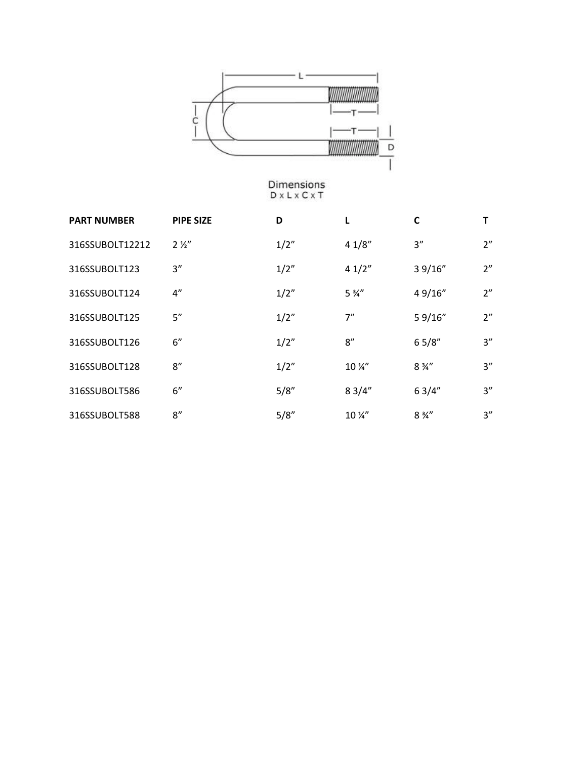L

T

T

C

D

Dimensions
D x L x C x T

| PART NUMBER | PIPE SIZE | D | L | C | T |
|---|---|---|---|---|---|
| 316SSUBOLT12212 | 2 ½” | 1/2” | 4 1/8” | 3” | 2” |
| 316SSUBOLT123 | 3” | 1/2” | 4 1/2” | 3 9/16” | 2” |
| 316SSUBOLT124 | 4” | 1/2” | 5 ¾” | 4 9/16” | 2” |
| 316SSUBOLT125 | 5” | 1/2” | 7” | 5 9/16” | 2” |
| 316SSUBOLT126 | 6” | 1/2” | 8” | 6 5/8” | 3” |
| 316SSUBOLT128 | 8” | 1/2” | 10 ¼” | 8 ¾” | 3” |
| 316SSUBOLT586 | 6” | 5/8” | 8 3/4” | 6 3/4” | 3” |
| 316SSUBOLT588 | 8” | 5/8” | 10 ¼” | 8 ¾” | 3” |